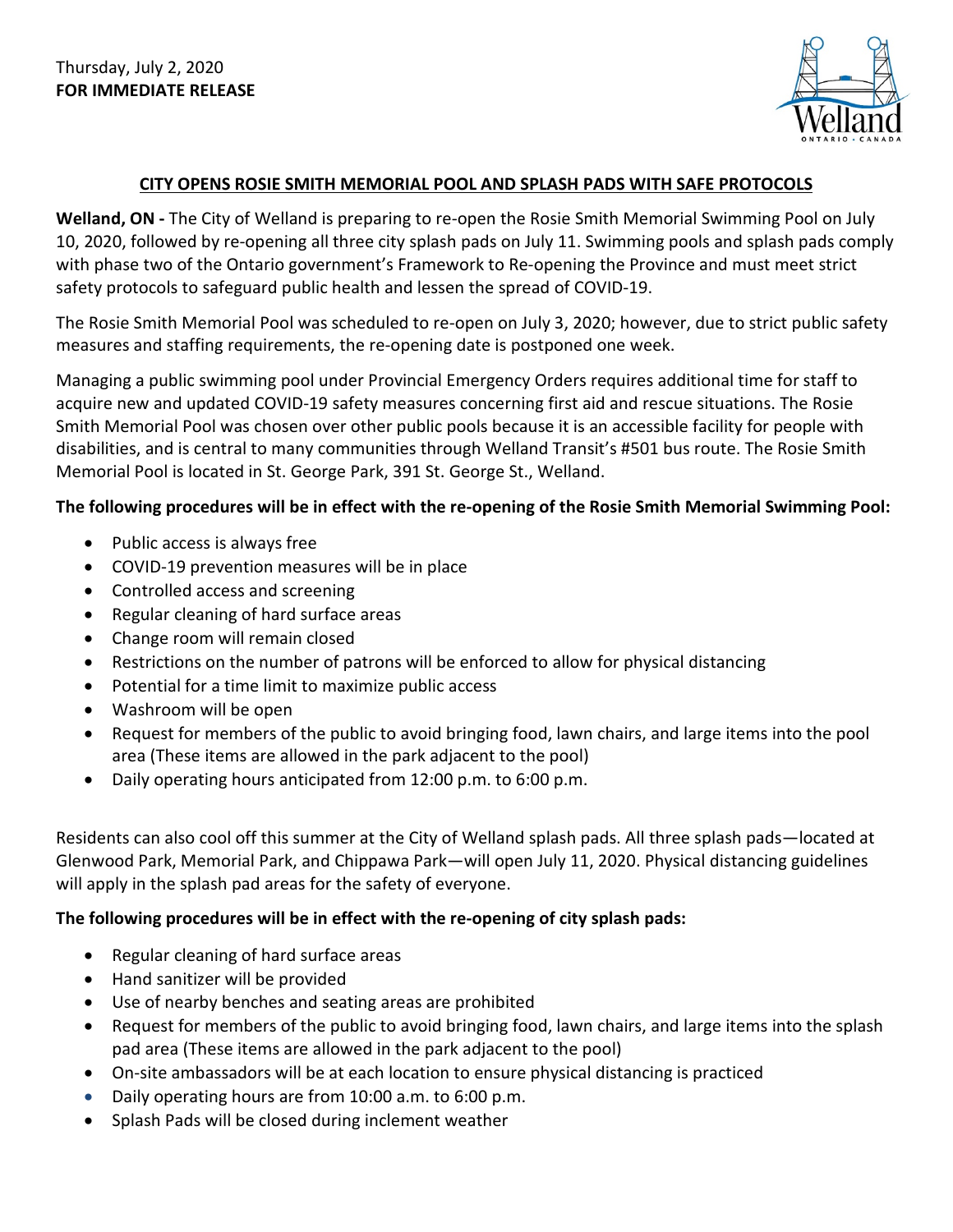Thursday, July 2, 2020
**FOR IMMEDIATE RELEASE**

## CITY OPENS ROSIE SMITH MEMORIAL POOL AND SPLASH PADS WITH SAFE PROTOCOLS

**Welland, ON -** The City of Welland is preparing to re-open the Rosie Smith Memorial Swimming Pool on July 10, 2020, followed by re-opening all three city splash pads on July 11. Swimming pools and splash pads comply with phase two of the Ontario government's Framework to Re-opening the Province and must meet strict safety protocols to safeguard public health and lessen the spread of COVID-19.

The Rosie Smith Memorial Pool was scheduled to re-open on July 3, 2020; however, due to strict public safety measures and staffing requirements, the re-opening date is postponed one week.

Managing a public swimming pool under Provincial Emergency Orders requires additional time for staff to acquire new and updated COVID-19 safety measures concerning first aid and rescue situations. The Rosie Smith Memorial Pool was chosen over other public pools because it is an accessible facility for people with disabilities, and is central to many communities through Welland Transit's #501 bus route. The Rosie Smith Memorial Pool is located in St. George Park, 391 St. George St., Welland.

**The following procedures will be in effect with the re-opening of the Rosie Smith Memorial Swimming Pool:**

- Public access is always free
- COVID-19 prevention measures will be in place
- Controlled access and screening
- Regular cleaning of hard surface areas
- Change room will remain closed
- Restrictions on the number of patrons will be enforced to allow for physical distancing
- Potential for a time limit to maximize public access
- Washroom will be open
- Request for members of the public to avoid bringing food, lawn chairs, and large items into the pool area (These items are allowed in the park adjacent to the pool)
- Daily operating hours anticipated from 12:00 p.m. to 6:00 p.m.

Residents can also cool off this summer at the City of Welland splash pads. All three splash pads—located at Glenwood Park, Memorial Park, and Chippawa Park—will open July 11, 2020. Physical distancing guidelines will apply in the splash pad areas for the safety of everyone.

**The following procedures will be in effect with the re-opening of city splash pads:**

- Regular cleaning of hard surface areas
- Hand sanitizer will be provided
- Use of nearby benches and seating areas are prohibited
- Request for members of the public to avoid bringing food, lawn chairs, and large items into the splash pad area (These items are allowed in the park adjacent to the pool)
- On-site ambassadors will be at each location to ensure physical distancing is practiced
- Daily operating hours are from 10:00 a.m. to 6:00 p.m.
- Splash Pads will be closed during inclement weather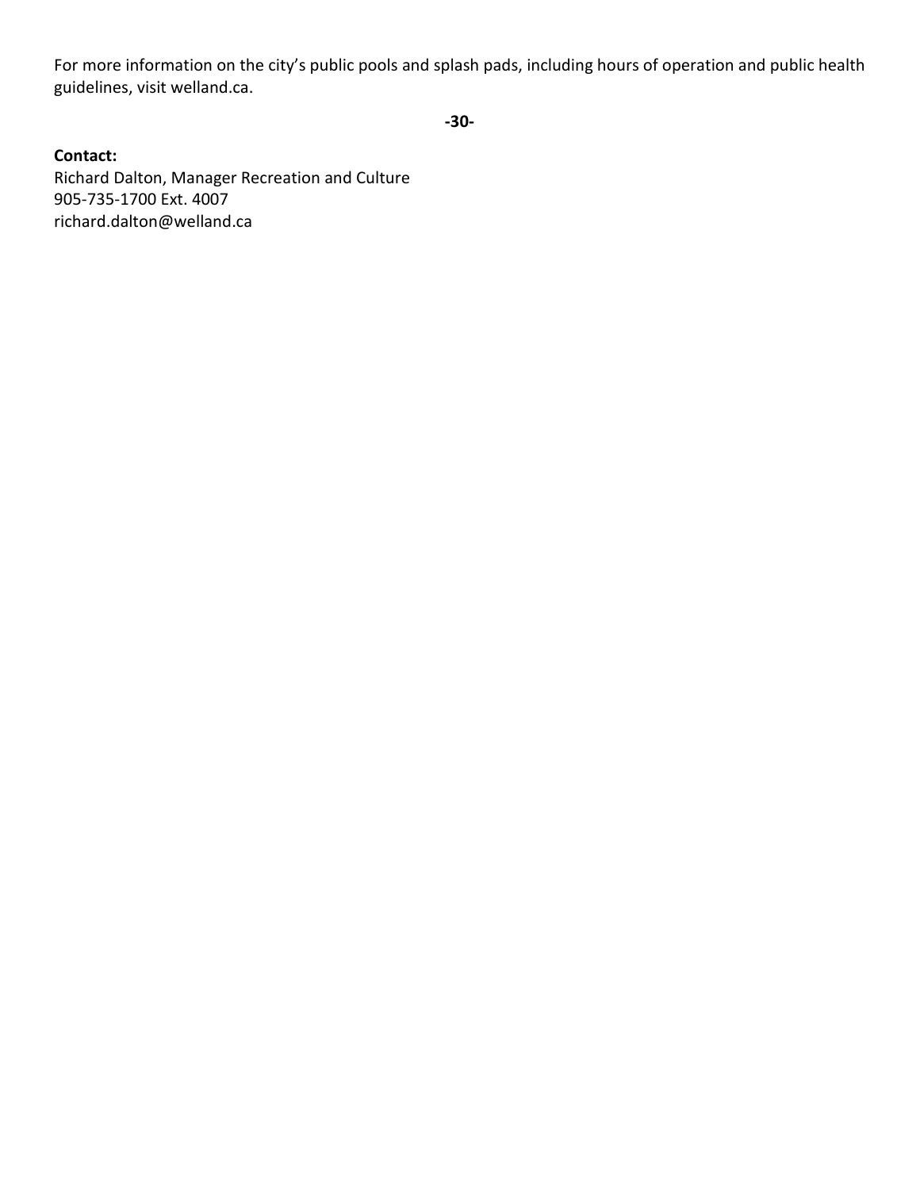For more information on the city's public pools and splash pads, including hours of operation and public health guidelines, visit welland.ca.

**-30-**

**Contact:**
Richard Dalton, Manager Recreation and Culture
905-735-1700 Ext. 4007
richard.dalton@welland.ca